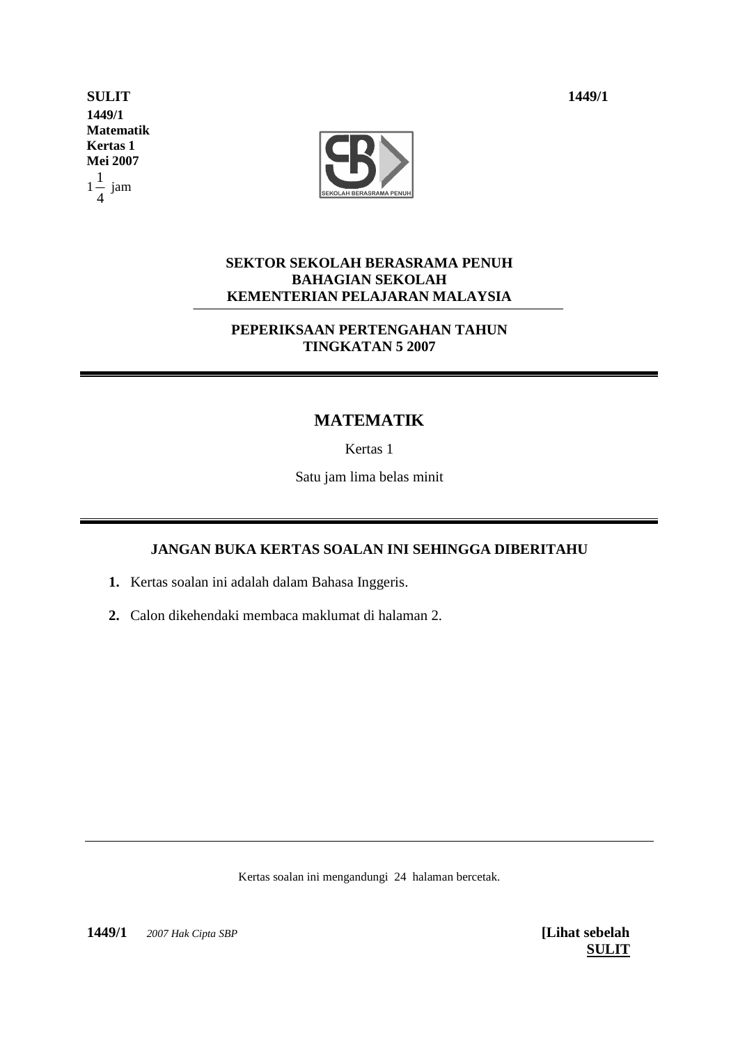**SULIT** **1449/1**

**1449/1**
**Matematik**
**Kertas 1**
**Mei 2007**
$1\frac{1}{4}$ jam

**SEKTOR SEKOLAH BERASRAMA PENUH**
**BAHAGIAN SEKOLAH**
**KEMENTERIAN PELAJARAN MALAYSIA**

**PEPERIKSAAN PERTENGAHAN TAHUN**
**TINGKATAN 5 2007**

# MATEMATIK

Kertas 1

Satu jam lima belas minit

**JANGAN BUKA KERTAS SOALAN INI SEHINGGA DIBERITAHU**

1. Kertas soalan ini adalah dalam Bahasa Inggeris.
2. Calon dikehendaki membaca maklumat di halaman 2.

Kertas soalan ini mengandungi 24 halaman bercetak.

**1449/1** *2007 Hak Cipta SBP* **[Lihat sebelah**
**SULIT**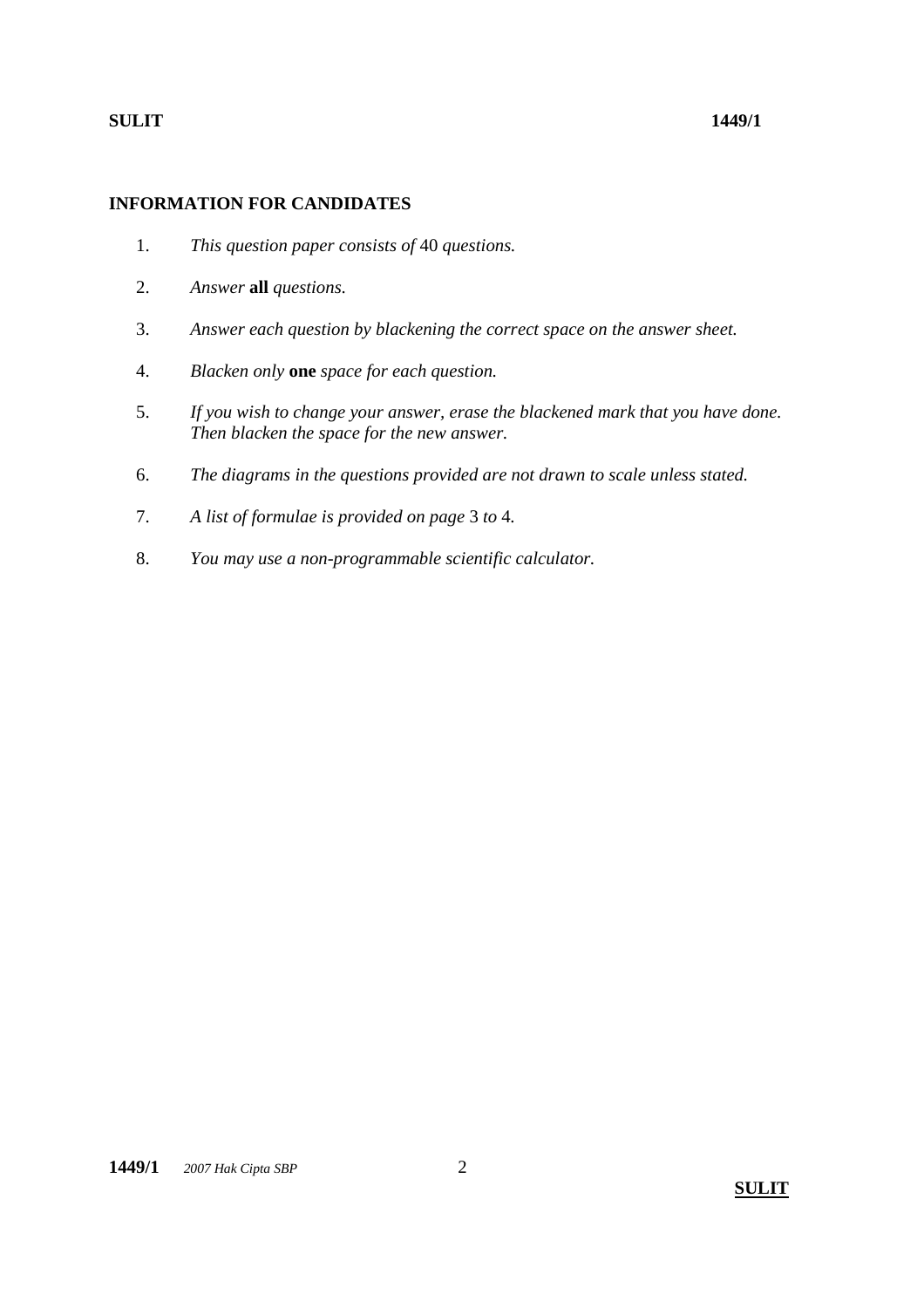**INFORMATION FOR CANDIDATES**

1. *This question paper consists of* 40 *questions.*
2. *Answer* **all** *questions.*
3. *Answer each question by blackening the correct space on the answer sheet.*
4. *Blacken only* **one** *space for each question.*
5. *If you wish to change your answer, erase the blackened mark that you have done. Then blacken the space for the new answer.*
6. *The diagrams in the questions provided are not drawn to scale unless stated.*
7. *A list of formulae is provided on page* 3 *to* 4*.*
8. *You may use a non-programmable scientific calculator.*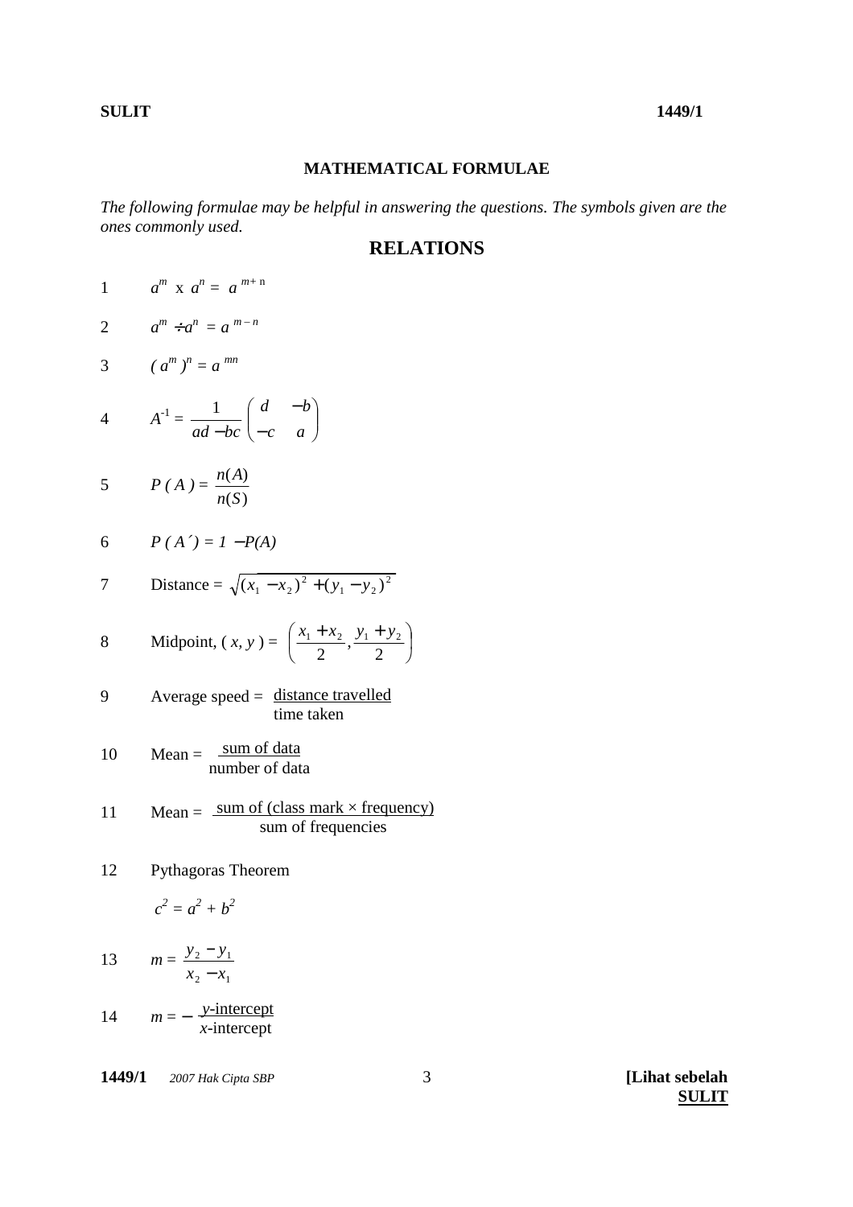## MATHEMATICAL FORMULAE

*The following formulae may be helpful in answering the questions. The symbols given are the ones commonly used.*

## RELATIONS

1. $a^m \times a^n = a^{m+n}$

2. $a^m \div a^n = a^{m-n}$

3. $(a^m)^n = a^{mn}$

4. $A^{-1} = \dfrac{1}{ad - bc}\begin{pmatrix} d & -b \\ -c & a \end{pmatrix}$

5. $P(A) = \dfrac{n(A)}{n(S)}$

6. $P(A') = 1 - P(A)$

7. Distance $= \sqrt{(x_1 - x_2)^2 + (y_1 - y_2)^2}$

8. Midpoint, $(x, y) = \left(\dfrac{x_1 + x_2}{2}, \dfrac{y_1 + y_2}{2}\right)$

9. Average speed $= \dfrac{\text{distance travelled}}{\text{time taken}}$

10. Mean $= \dfrac{\text{sum of data}}{\text{number of data}}$

11. Mean $= \dfrac{\text{sum of (class mark} \times \text{frequency)}}{\text{sum of frequencies}}$

12. Pythagoras Theorem

    $c^2 = a^2 + b^2$

13. $m = \dfrac{y_2 - y_1}{x_2 - x_1}$

14. $m = -\dfrac{y\text{-intercept}}{x\text{-intercept}}$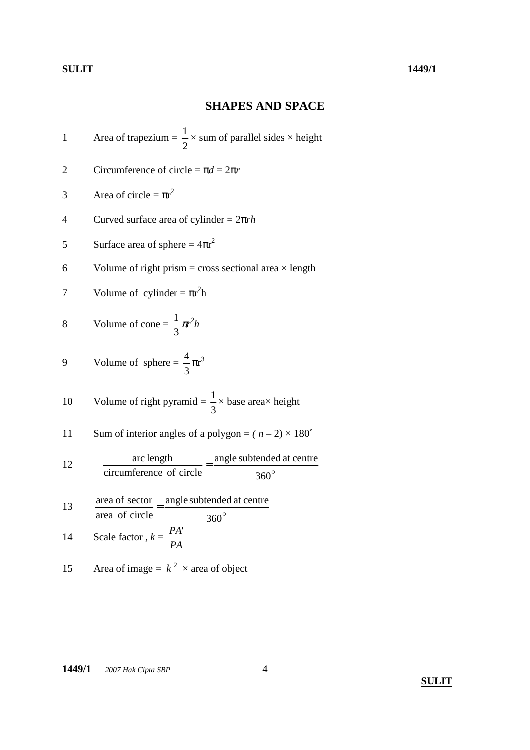## SHAPES AND SPACE

1. Area of trapezium = $\frac{1}{2}$ × sum of parallel sides × height

2. Circumference of circle = $\pi d = 2\pi r$

3. Area of circle = $\pi r^2$

4. Curved surface area of cylinder = $2\pi rh$

5. Surface area of sphere = $4\pi r^2$

6. Volume of right prism = cross sectional area × length

7. Volume of cylinder = $\pi r^2 h$

8. Volume of cone = $\frac{1}{3}\pi r^2 h$

9. Volume of sphere = $\frac{4}{3}\pi r^3$

10. Volume of right pyramid = $\frac{1}{3}$ × base area × height

11. Sum of interior angles of a polygon = $(n - 2) \times 180^\circ$

12. $$\frac{\text{arc length}}{\text{circumference of circle}} = \frac{\text{angle subtended at centre}}{360^\circ}$$

13. $$\frac{\text{area of sector}}{\text{area of circle}} = \frac{\text{angle subtended at centre}}{360^\circ}$$

14. Scale factor, $k = \frac{PA'}{PA}$

15. Area of image = $k^2$ × area of object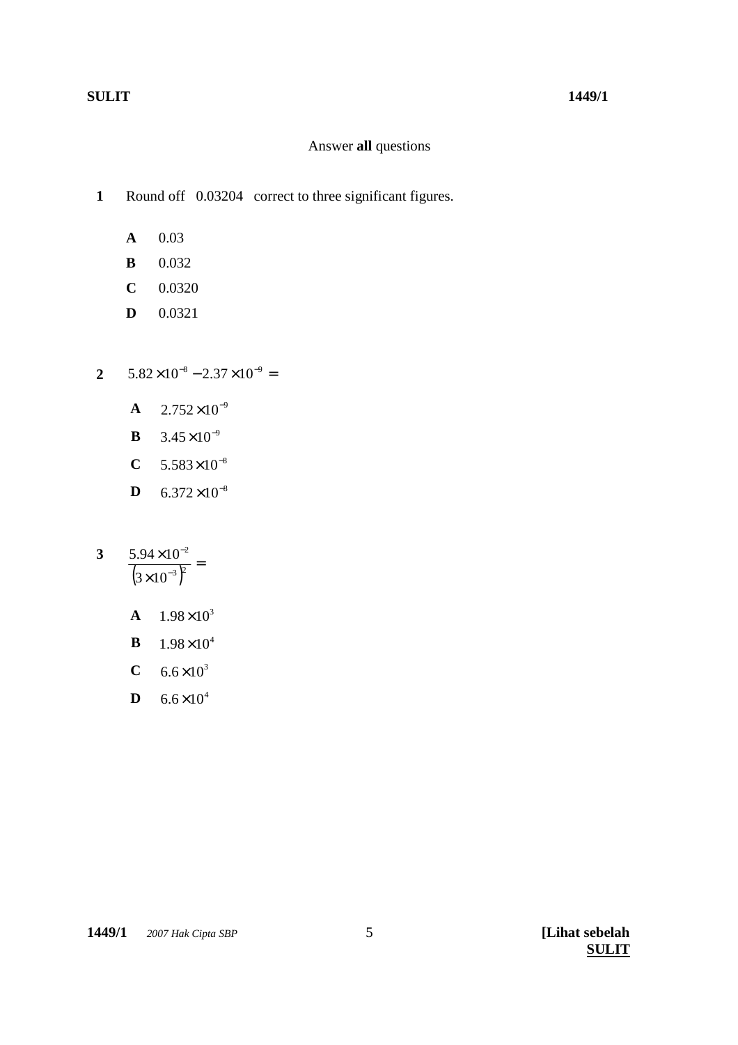Answer **all** questions

**1** Round off 0.03204 correct to three significant figures.

**A** 0.03

**B** 0.032

**C** 0.0320

**D** 0.0321

**2** $5.82 \times 10^{-8} - 2.37 \times 10^{-9} =$

**A** $2.752 \times 10^{-9}$

**B** $3.45 \times 10^{-9}$

**C** $5.583 \times 10^{-8}$

**D** $6.372 \times 10^{-8}$

**3** $\dfrac{5.94 \times 10^{-2}}{\left(3 \times 10^{-3}\right)^2} =$

**A** $1.98 \times 10^{3}$

**B** $1.98 \times 10^{4}$

**C** $6.6 \times 10^{3}$

**D** $6.6 \times 10^{4}$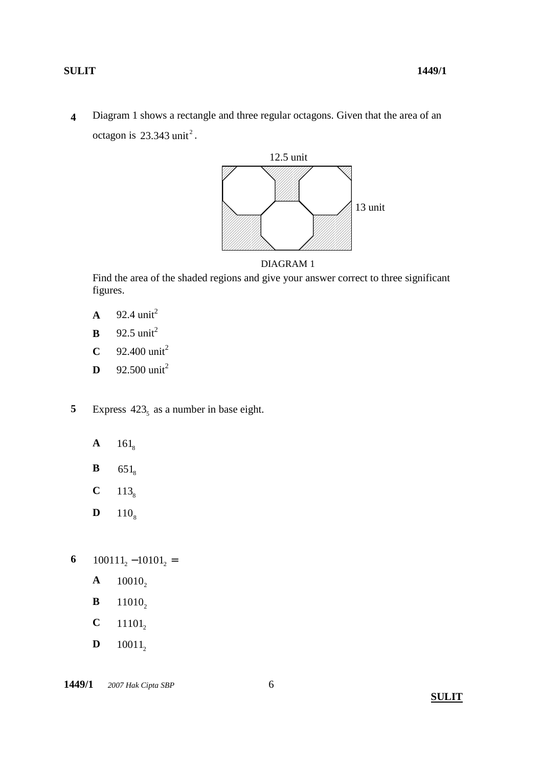**4** Diagram 1 shows a rectangle and three regular octagons. Given that the area of an octagon is $23.343\text{ unit}^2$.

12.5 unit

13 unit

DIAGRAM 1

Find the area of the shaded regions and give your answer correct to three significant figures.

**A** 92.4 unit$^2$

**B** 92.5 unit$^2$

**C** 92.400 unit$^2$

**D** 92.500 unit$^2$

**5** Express $423_5$ as a number in base eight.

**A** $161_8$

**B** $651_8$

**C** $113_8$

**D** $110_8$

**6** $100111_2 - 10101_2 =$

**A** $10010_2$

**B** $11010_2$

**C** $11101_2$

**D** $10011_2$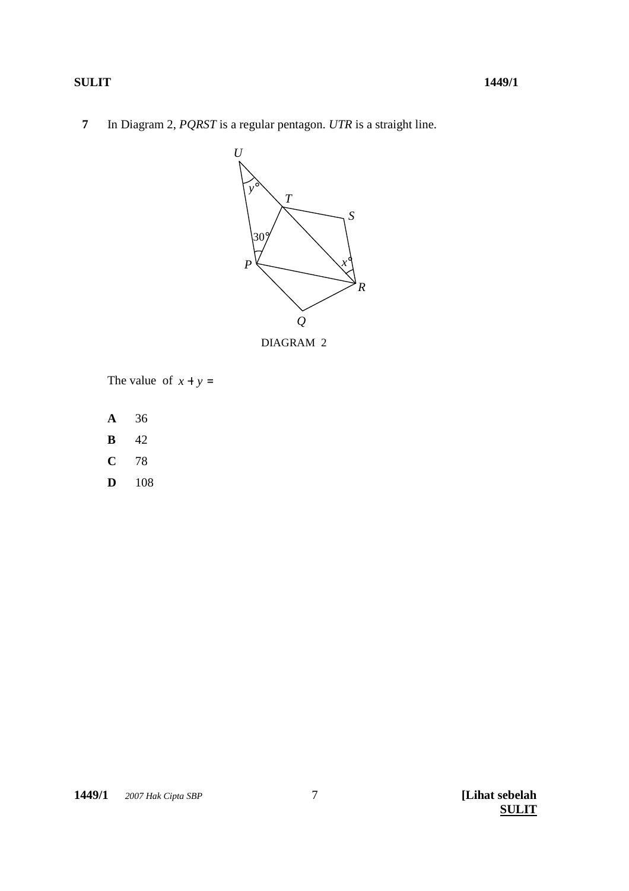**7** In Diagram 2, *PQRST* is a regular pentagon. *UTR* is a straight line.

DIAGRAM 2

The value of $x + y =$

**A** 36

**B** 42

**C** 78

**D** 108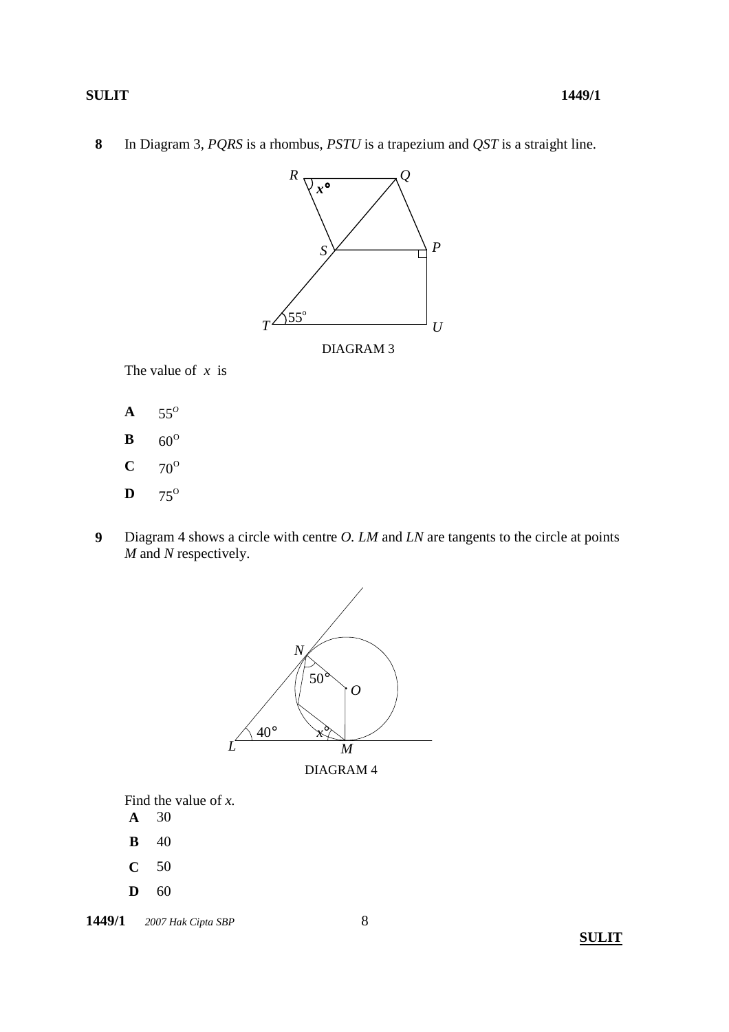**8** In Diagram 3, *PQRS* is a rhombus, *PSTU* is a trapezium and *QST* is a straight line.

DIAGRAM 3

The value of $x$ is

**A** $55^{o}$

**B** $60^{o}$

**C** $70^{o}$

**D** $75^{o}$

**9** Diagram 4 shows a circle with centre *O*. *LM* and *LN* are tangents to the circle at points *M* and *N* respectively.

DIAGRAM 4

Find the value of $x$.

**A** 30

**B** 40

**C** 50

**D** 60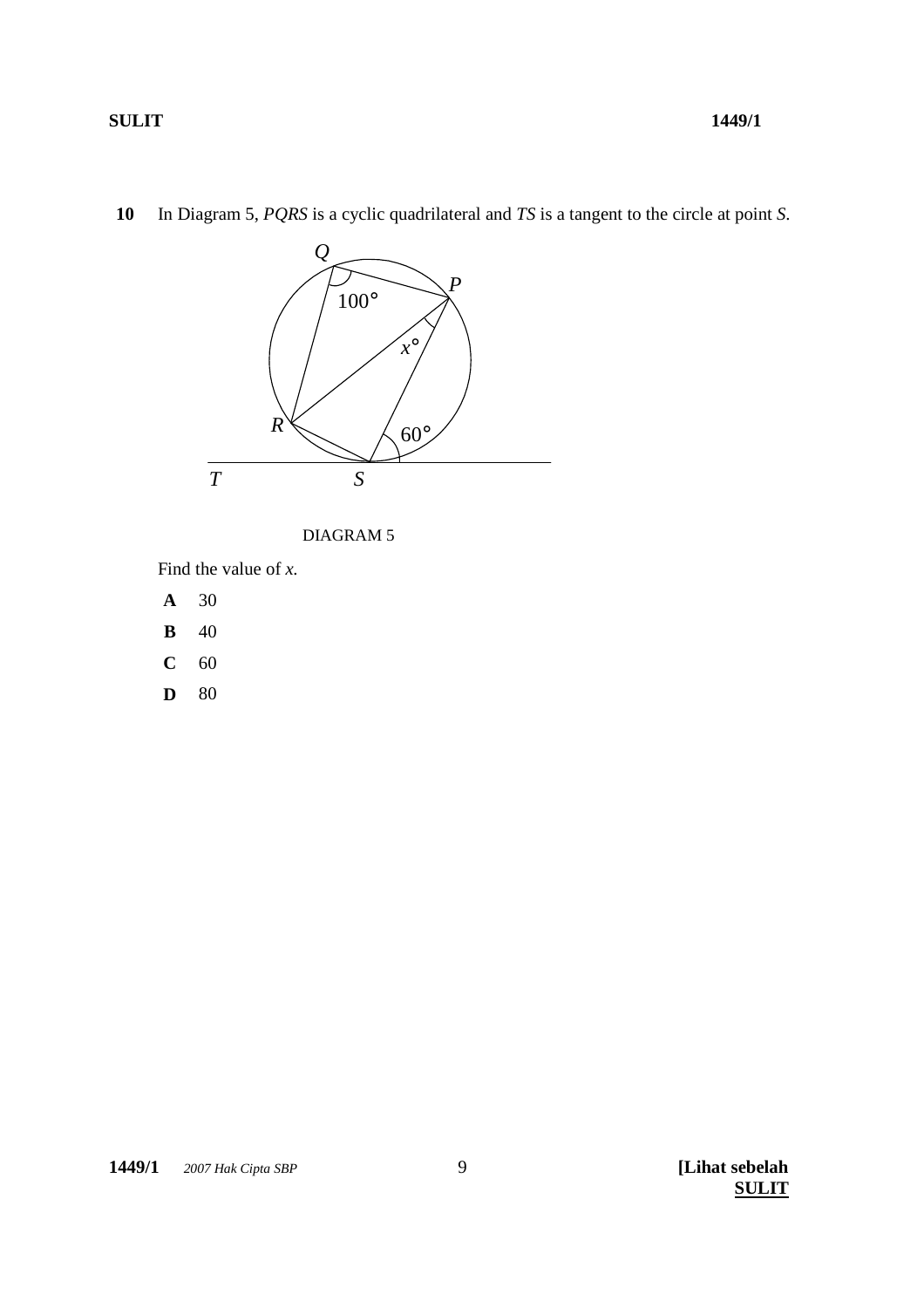**10** In Diagram 5, *PQRS* is a cyclic quadrilateral and *TS* is a tangent to the circle at point *S*.

DIAGRAM 5

Find the value of *x*.

**A** 30

**B** 40

**C** 60

**D** 80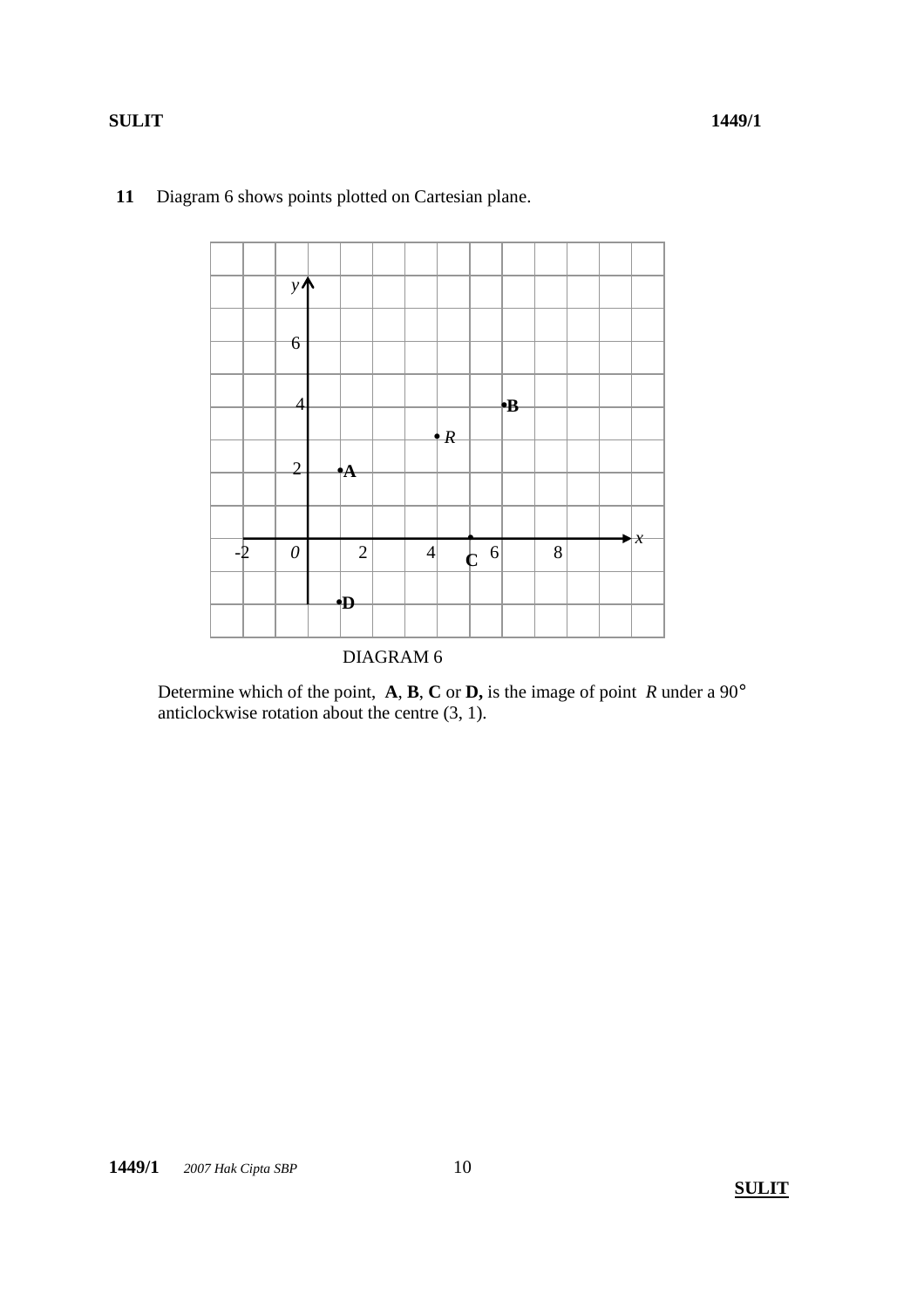**11** Diagram 6 shows points plotted on Cartesian plane.

DIAGRAM 6

Determine which of the point, **A**, **B**, **C** or **D,** is the image of point $R$ under a $90°$ anticlockwise rotation about the centre (3, 1).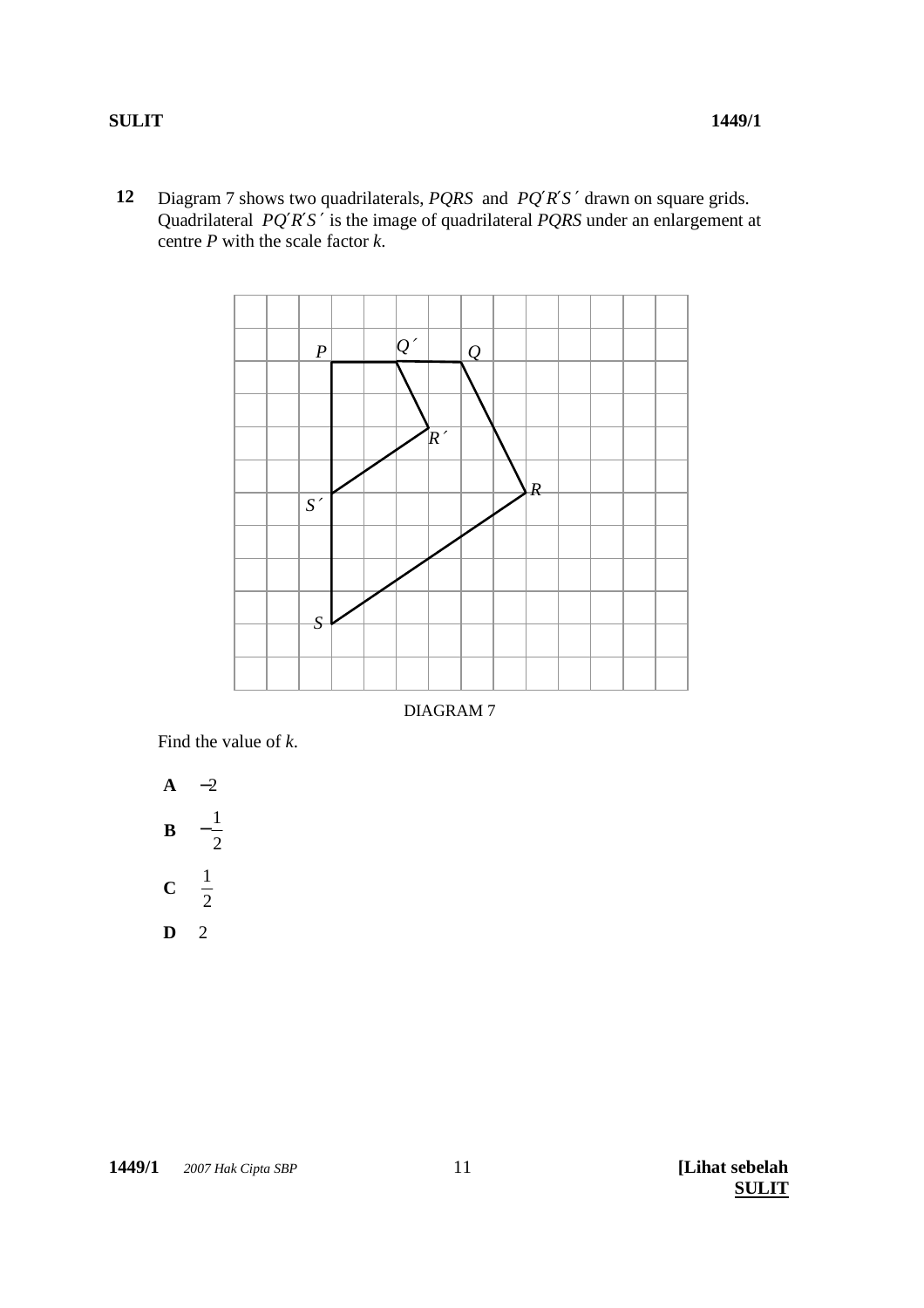**12** Diagram 7 shows two quadrilaterals, $PQRS$ and $PQ'R'S'$ drawn on square grids. Quadrilateral $PQ'R'S'$ is the image of quadrilateral $PQRS$ under an enlargement at centre $P$ with the scale factor $k$.

DIAGRAM 7

Find the value of $k$.

**A** $-2$

**B** $-\frac{1}{2}$

**C** $\frac{1}{2}$

**D** 2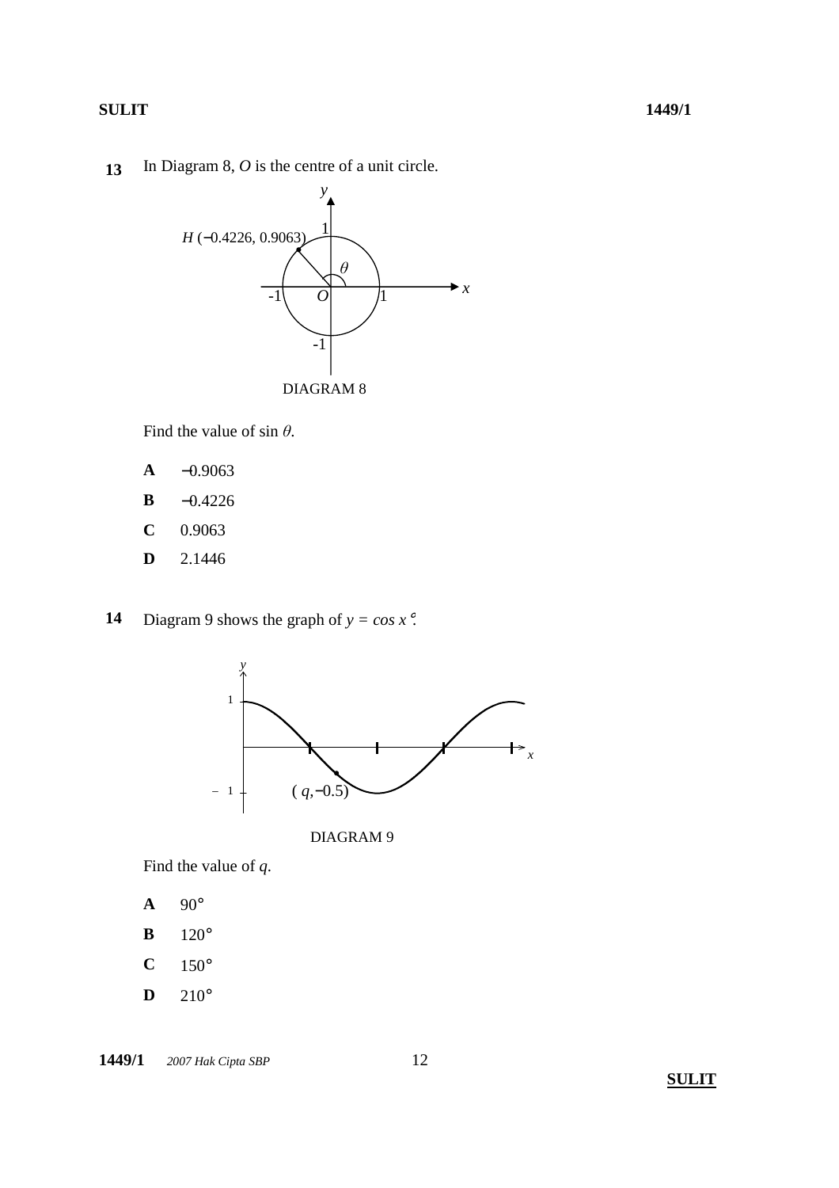**13** In Diagram 8, *O* is the centre of a unit circle.

DIAGRAM 8

Find the value of $\sin \theta$.

**A** $-0.9063$

**B** $-0.4226$

**C** $0.9063$

**D** $2.1446$

**14** Diagram 9 shows the graph of $y = \cos x^\circ$.

DIAGRAM 9

Find the value of *q*.

**A** $90^\circ$

**B** $120^\circ$

**C** $150^\circ$

**D** $210^\circ$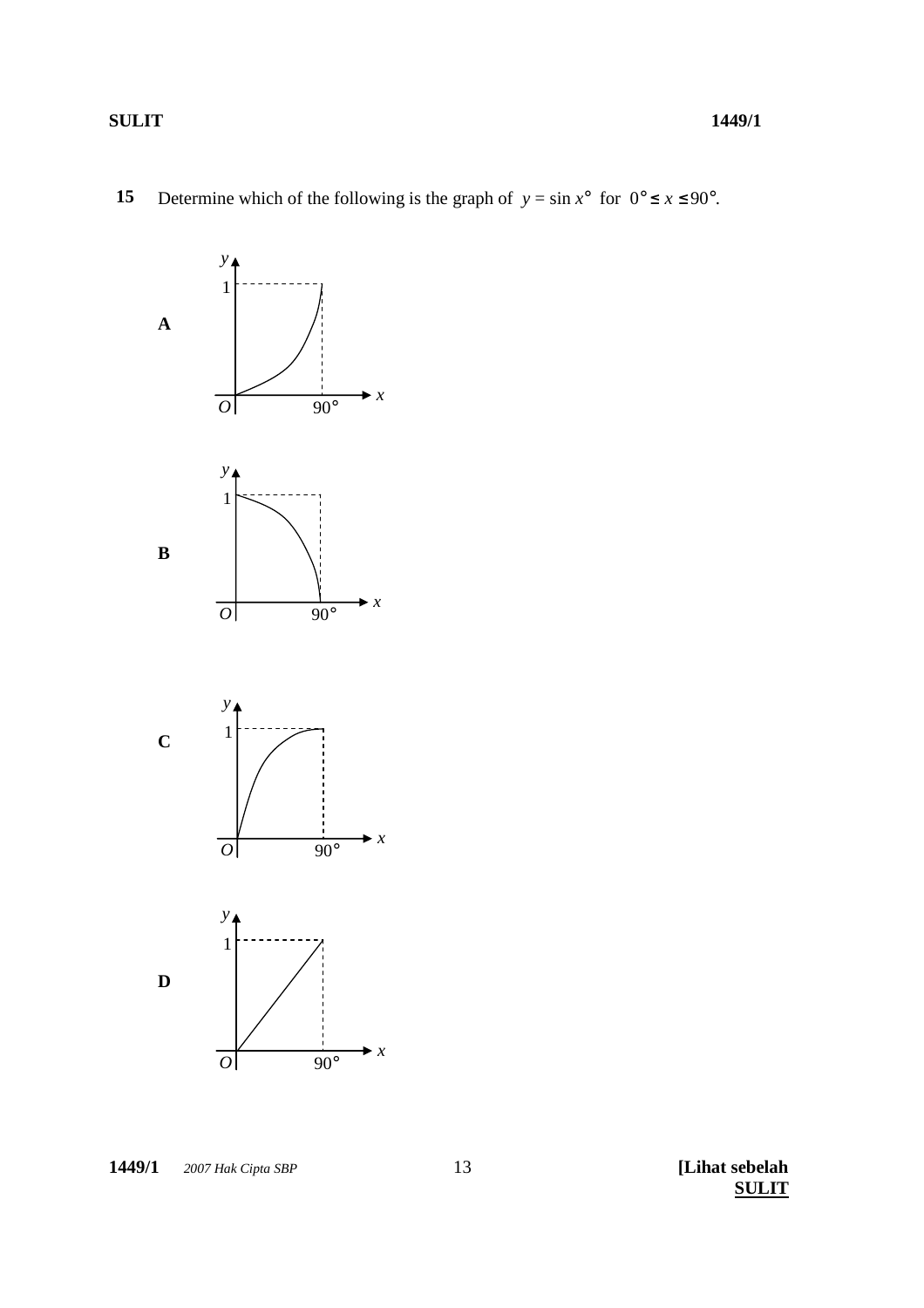**15** Determine which of the following is the graph of $y = \sin x°$ for $0° \leq x \leq 90°$.

**A**

**B**

**C**

**D**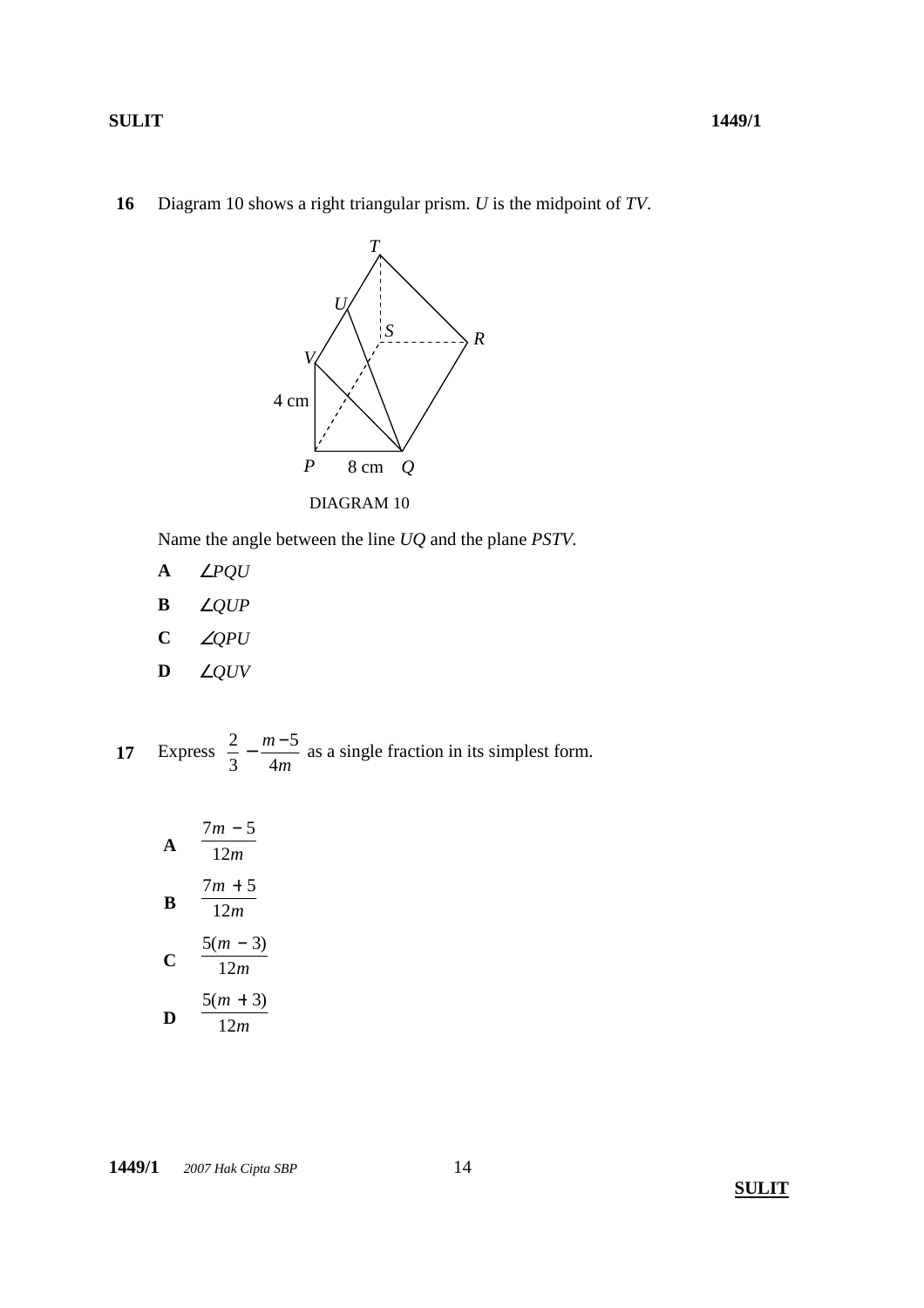**16** Diagram 10 shows a right triangular prism. $U$ is the midpoint of $TV$.

DIAGRAM 10

Name the angle between the line $UQ$ and the plane $PSTV$.

**A** $\angle PQU$

**B** $\angle QUP$

**C** $\angle QPU$

**D** $\angle QUV$

**17** Express $\frac{2}{3} - \frac{m-5}{4m}$ as a single fraction in its simplest form.

**A** $\frac{7m - 5}{12m}$

**B** $\frac{7m + 5}{12m}$

**C** $\frac{5(m - 3)}{12m}$

**D** $\frac{5(m + 3)}{12m}$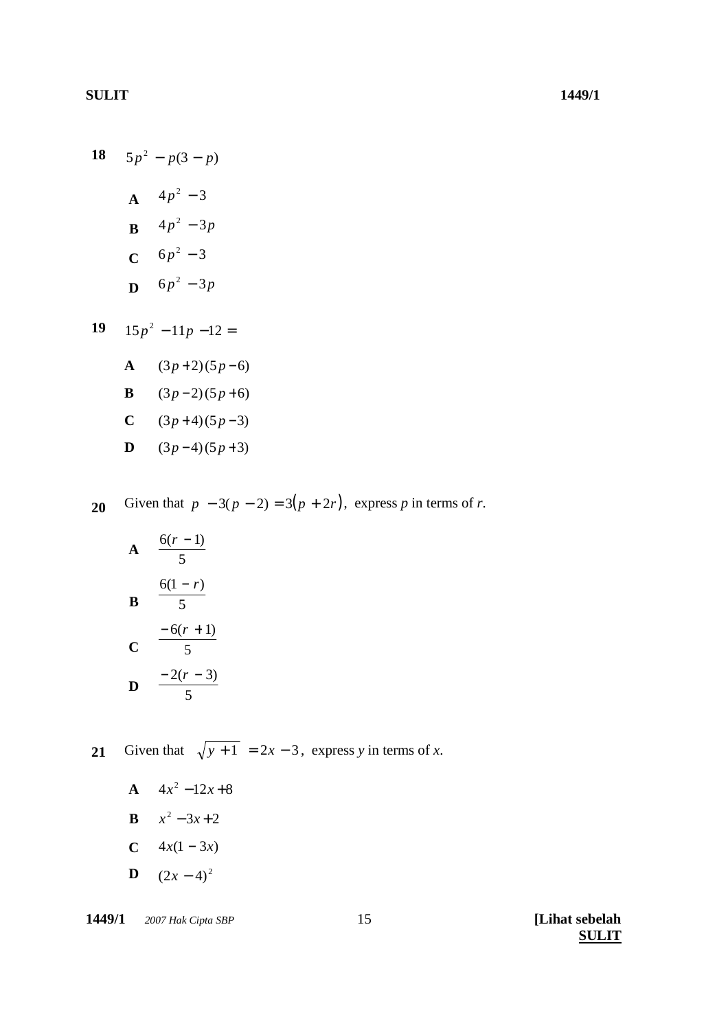**18** $5p^2 - p(3 - p)$

**A** $4p^2 - 3$

**B** $4p^2 - 3p$

**C** $6p^2 - 3$

**D** $6p^2 - 3p$

**19** $15p^2 - 11p - 12 =$

**A** $(3p + 2)(5p - 6)$

**B** $(3p - 2)(5p + 6)$

**C** $(3p + 4)(5p - 3)$

**D** $(3p - 4)(5p + 3)$

**20** Given that $p - 3(p - 2) = 3(p + 2r)$, express $p$ in terms of $r$.

**A** $\dfrac{6(r - 1)}{5}$

**B** $\dfrac{6(1 - r)}{5}$

**C** $\dfrac{-6(r + 1)}{5}$

**D** $\dfrac{-2(r - 3)}{5}$

**21** Given that $\sqrt{y + 1} = 2x - 3$, express $y$ in terms of $x$.

**A** $4x^2 - 12x + 8$

**B** $x^2 - 3x + 2$

**C** $4x(1 - 3x)$

**D** $(2x - 4)^2$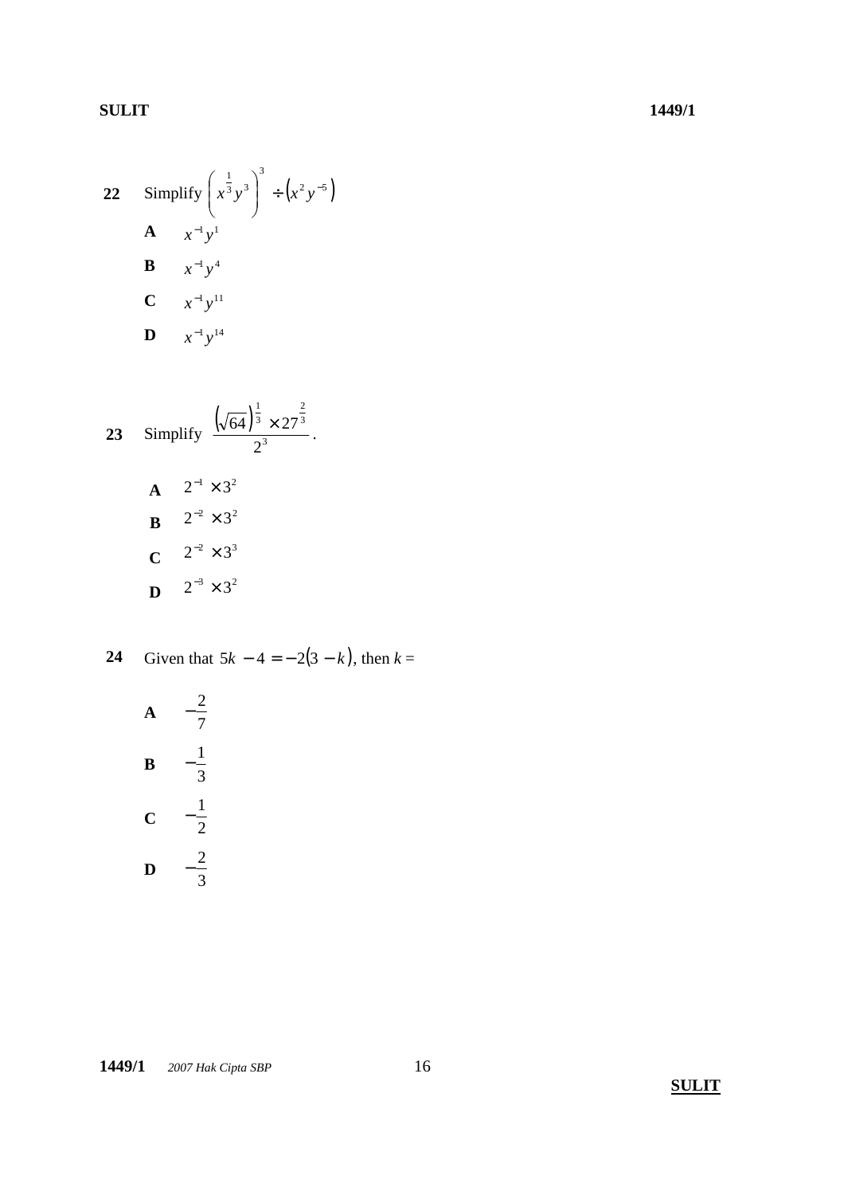**22** Simplify $\left(x^{\frac{1}{3}}y^{3}\right)^{3} \div \left(x^{2}y^{-5}\right)$

**A** $x^{-1}y^{1}$

**B** $x^{-1}y^{4}$

**C** $x^{-1}y^{11}$

**D** $x^{-1}y^{14}$

**23** Simplify $\dfrac{\left(\sqrt{64}\right)^{\frac{1}{3}} \times 27^{\frac{2}{3}}}{2^{3}}$.

**A** $2^{-1} \times 3^{2}$

**B** $2^{-2} \times 3^{2}$

**C** $2^{-2} \times 3^{3}$

**D** $2^{-3} \times 3^{2}$

**24** Given that $5k - 4 = -2(3 - k)$, then $k =$

**A** $-\dfrac{2}{7}$

**B** $-\dfrac{1}{3}$

**C** $-\dfrac{1}{2}$

**D** $-\dfrac{2}{3}$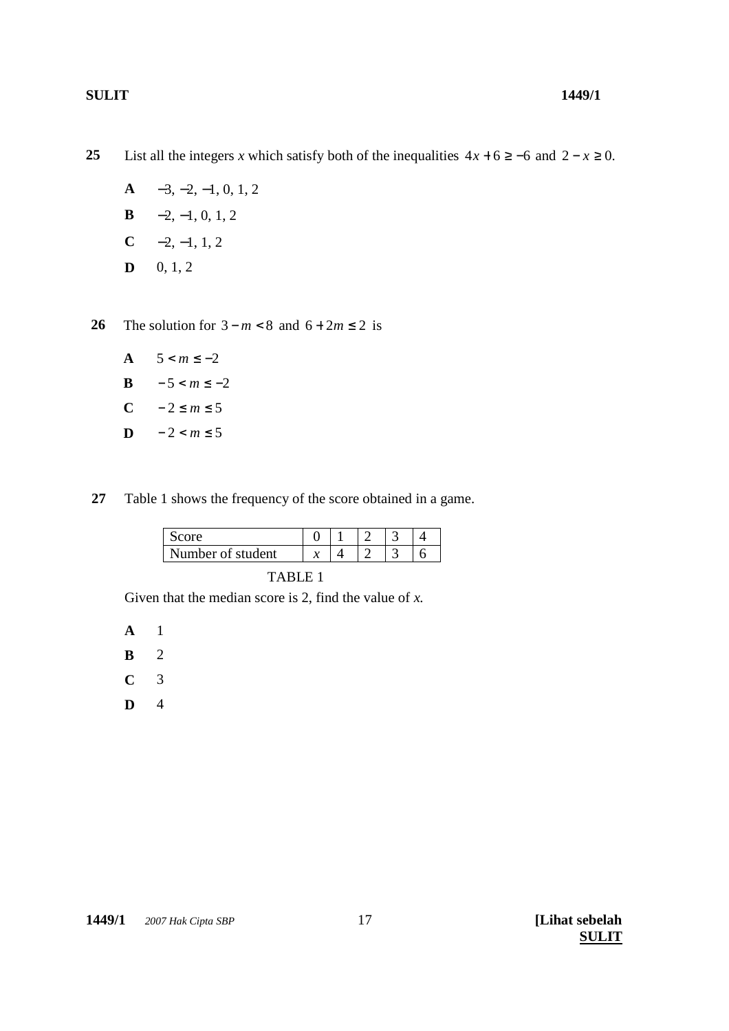**25** List all the integers $x$ which satisfy both of the inequalities $4x + 6 \geq -6$ and $2 - x \geq 0$.

- **A** $-3, -2, -1, 0, 1, 2$
- **B** $-2, -1, 0, 1, 2$
- **C** $-2, -1, 1, 2$
- **D** $0, 1, 2$

**26** The solution for $3 - m < 8$ and $6 + 2m \leq 2$ is

- **A** $5 < m \leq -2$
- **B** $-5 < m \leq -2$
- **C** $-2 \leq m \leq 5$
- **D** $-2 < m \leq 5$

**27** Table 1 shows the frequency of the score obtained in a game.

| Score | 0 | 1 | 2 | 3 | 4 |
|---|---|---|---|---|---|
| Number of student | $x$ | 4 | 2 | 3 | 6 |

TABLE 1

Given that the median score is 2, find the value of $x$.

- **A** 1
- **B** 2
- **C** 3
- **D** 4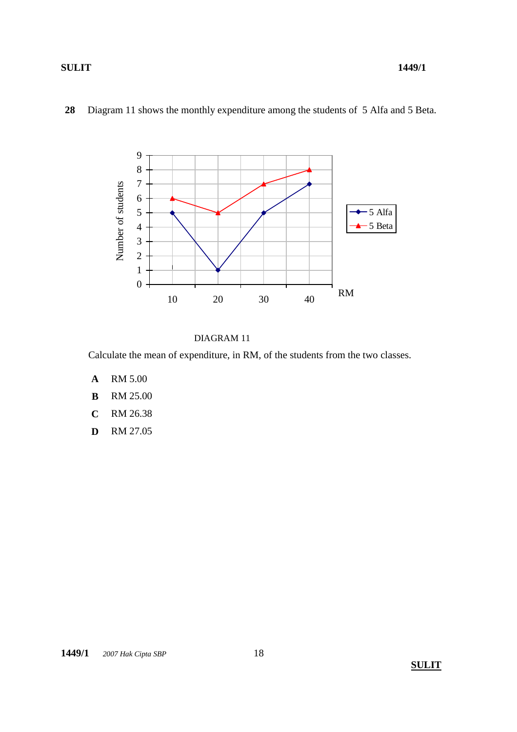**28** Diagram 11 shows the monthly expenditure among the students of 5 Alfa and 5 Beta.

DIAGRAM 11

Calculate the mean of expenditure, in RM, of the students from the two classes.

**A** RM 5.00

**B** RM 25.00

**C** RM 26.38

**D** RM 27.05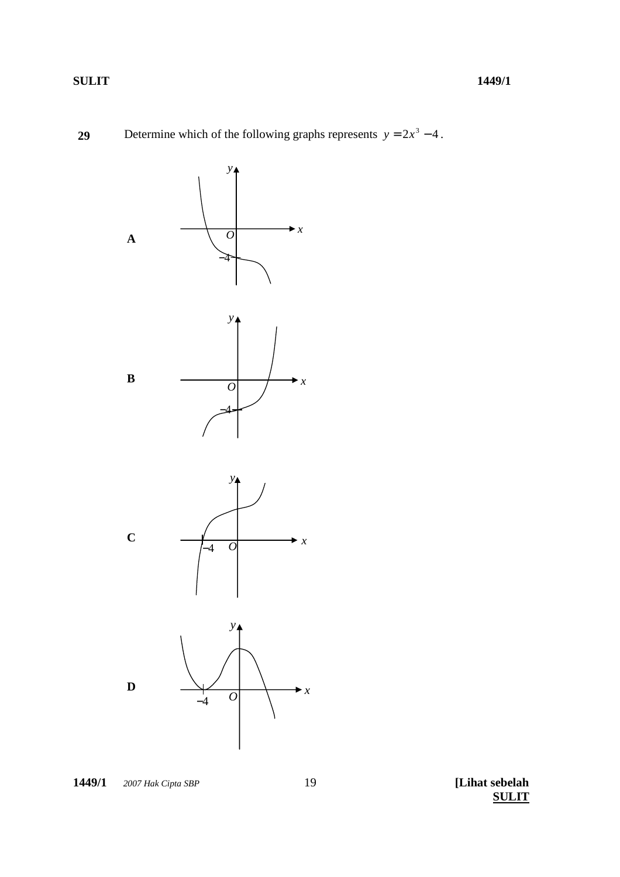**29** Determine which of the following graphs represents $y = 2x^3 - 4$.

**A**

**B**

**C**

**D**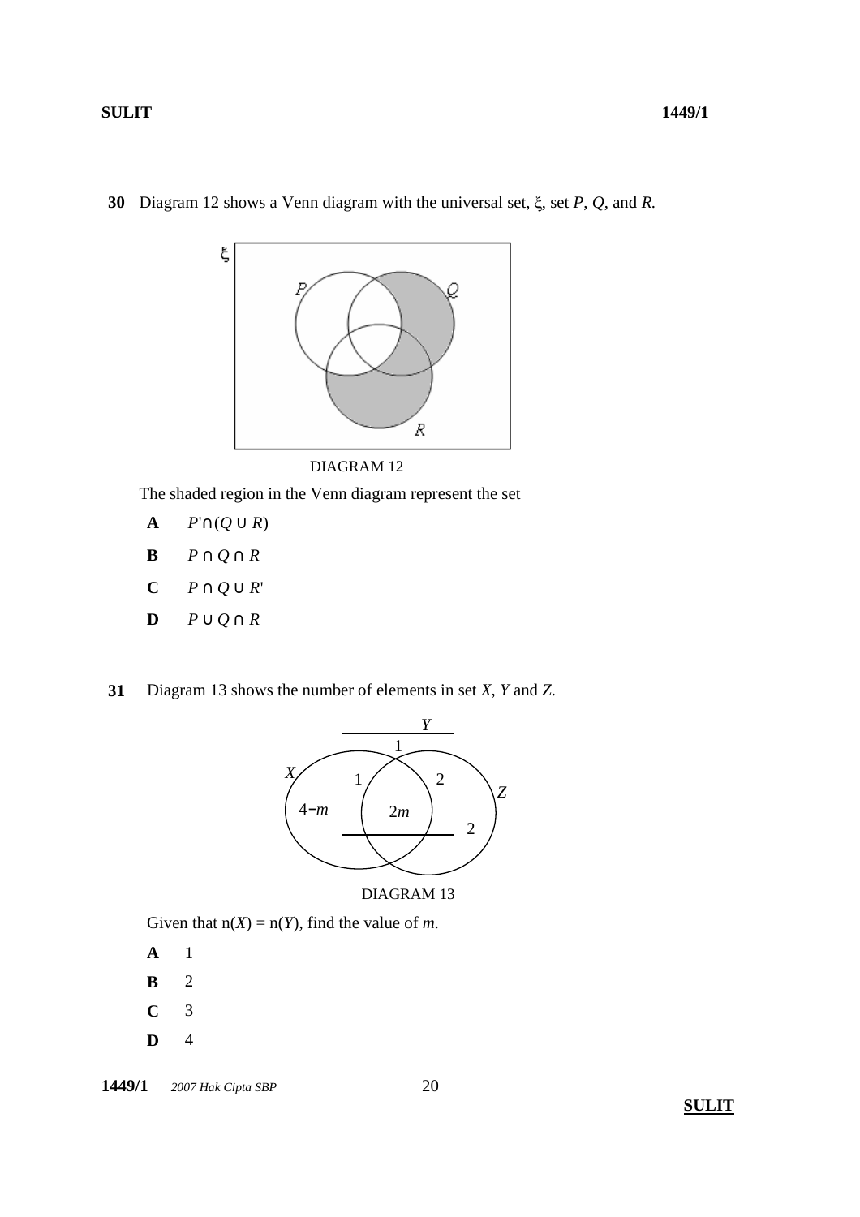**30** Diagram 12 shows a Venn diagram with the universal set, ξ, set $P$, $Q$, and $R$.

DIAGRAM 12

The shaded region in the Venn diagram represent the set

**A** $P' \cap (Q \cup R)$

**B** $P \cap Q \cap R$

**C** $P \cap Q \cup R'$

**D** $P \cup Q \cap R$

**31** Diagram 13 shows the number of elements in set $X$, $Y$ and $Z$.

DIAGRAM 13

Given that $n(X) = n(Y)$, find the value of $m$.

**A** 1

**B** 2

**C** 3

**D** 4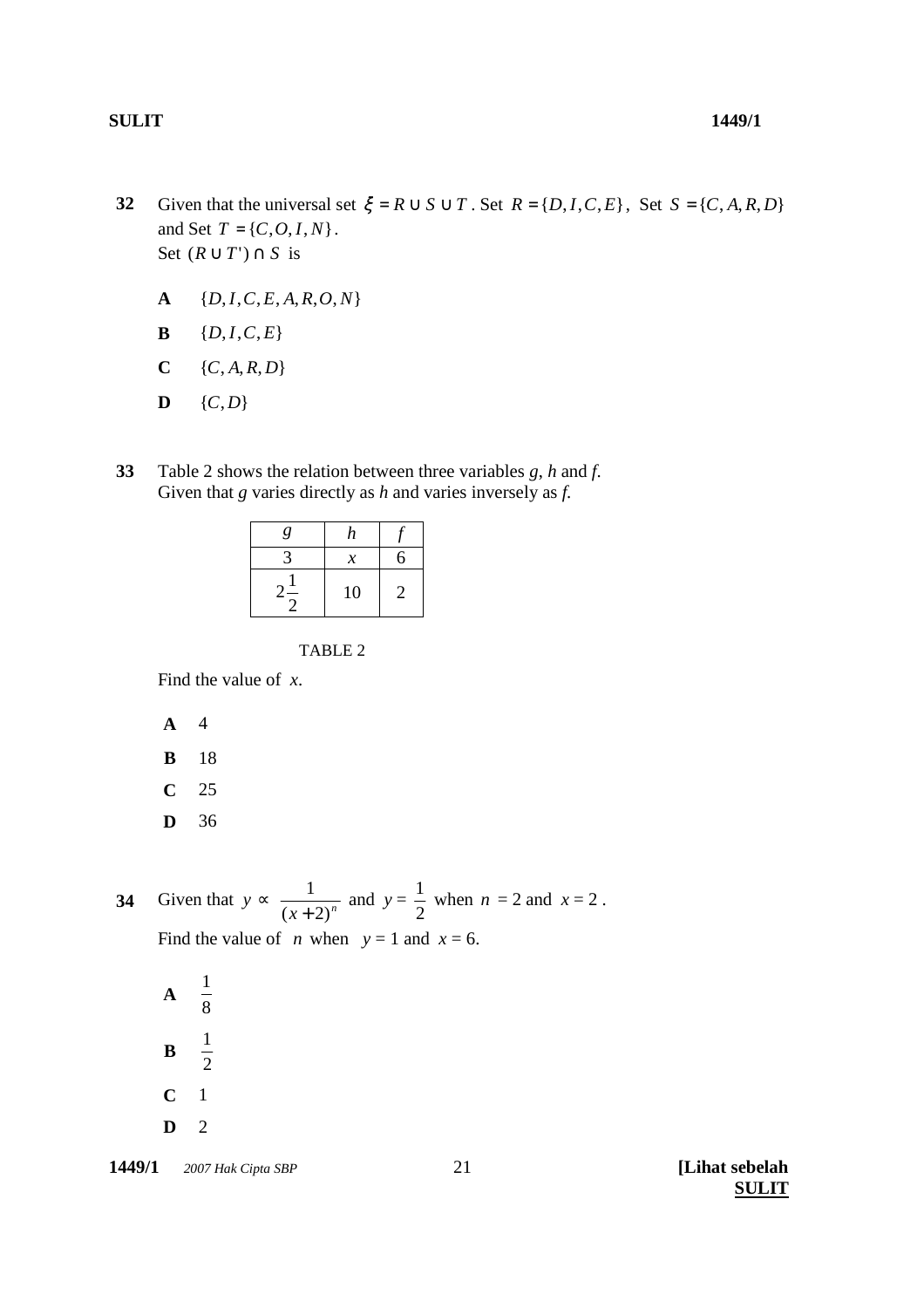**32** Given that the universal set $\xi = R \cup S \cup T$. Set $R = \{D, I, C, E\}$, Set $S = \{C, A, R, D\}$ and Set $T = \{C, O, I, N\}$.
Set $(R \cup T') \cap S$ is

**A** $\{D, I, C, E, A, R, O, N\}$

**B** $\{D, I, C, E\}$

**C** $\{C, A, R, D\}$

**D** $\{C, D\}$

**33** Table 2 shows the relation between three variables *g*, *h* and *f*.
Given that *g* varies directly as *h* and varies inversely as *f*.

| $g$ | $h$ | $f$ |
|---|---|---|
| 3 | $x$ | 6 |
| $2\frac{1}{2}$ | 10 | 2 |

TABLE 2

Find the value of $x$.

**A** 4

**B** 18

**C** 25

**D** 36

**34** Given that $y \propto \dfrac{1}{(x+2)^n}$ and $y = \dfrac{1}{2}$ when $n = 2$ and $x = 2$.
Find the value of $n$ when $y = 1$ and $x = 6$.

**A** $\dfrac{1}{8}$

**B** $\dfrac{1}{2}$

**C** 1

**D** 2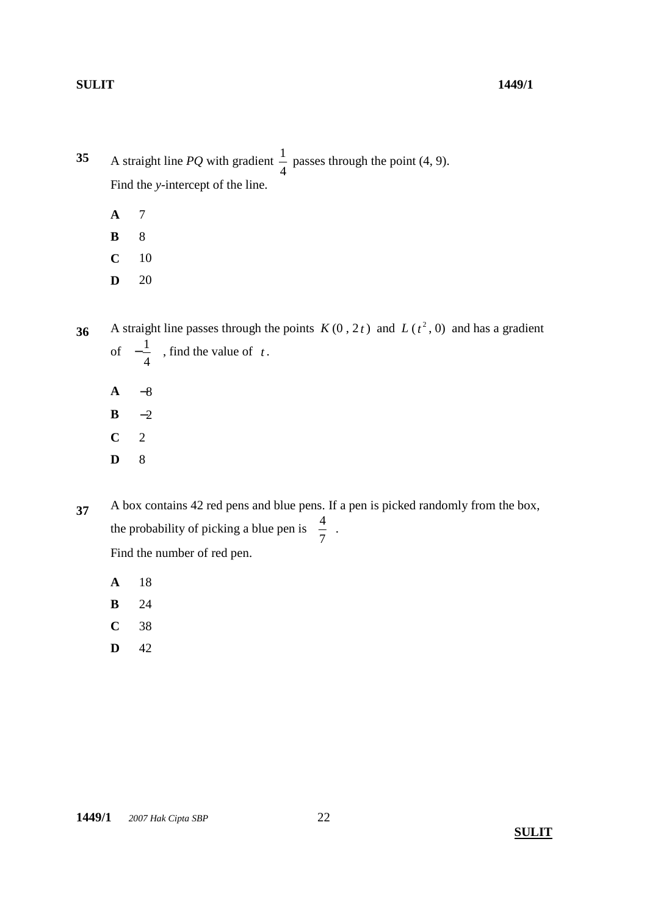**35** A straight line $PQ$ with gradient $\frac{1}{4}$ passes through the point (4, 9).
Find the $y$-intercept of the line.

**A** 7

**B** 8

**C** 10

**D** 20

**36** A straight line passes through the points $K(0, 2t)$ and $L(t^2, 0)$ and has a gradient of $-\frac{1}{4}$, find the value of $t$.

**A** $-8$

**B** $-2$

**C** 2

**D** 8

**37** A box contains 42 red pens and blue pens. If a pen is picked randomly from the box, the probability of picking a blue pen is $\frac{4}{7}$.
Find the number of red pen.

**A** 18

**B** 24

**C** 38

**D** 42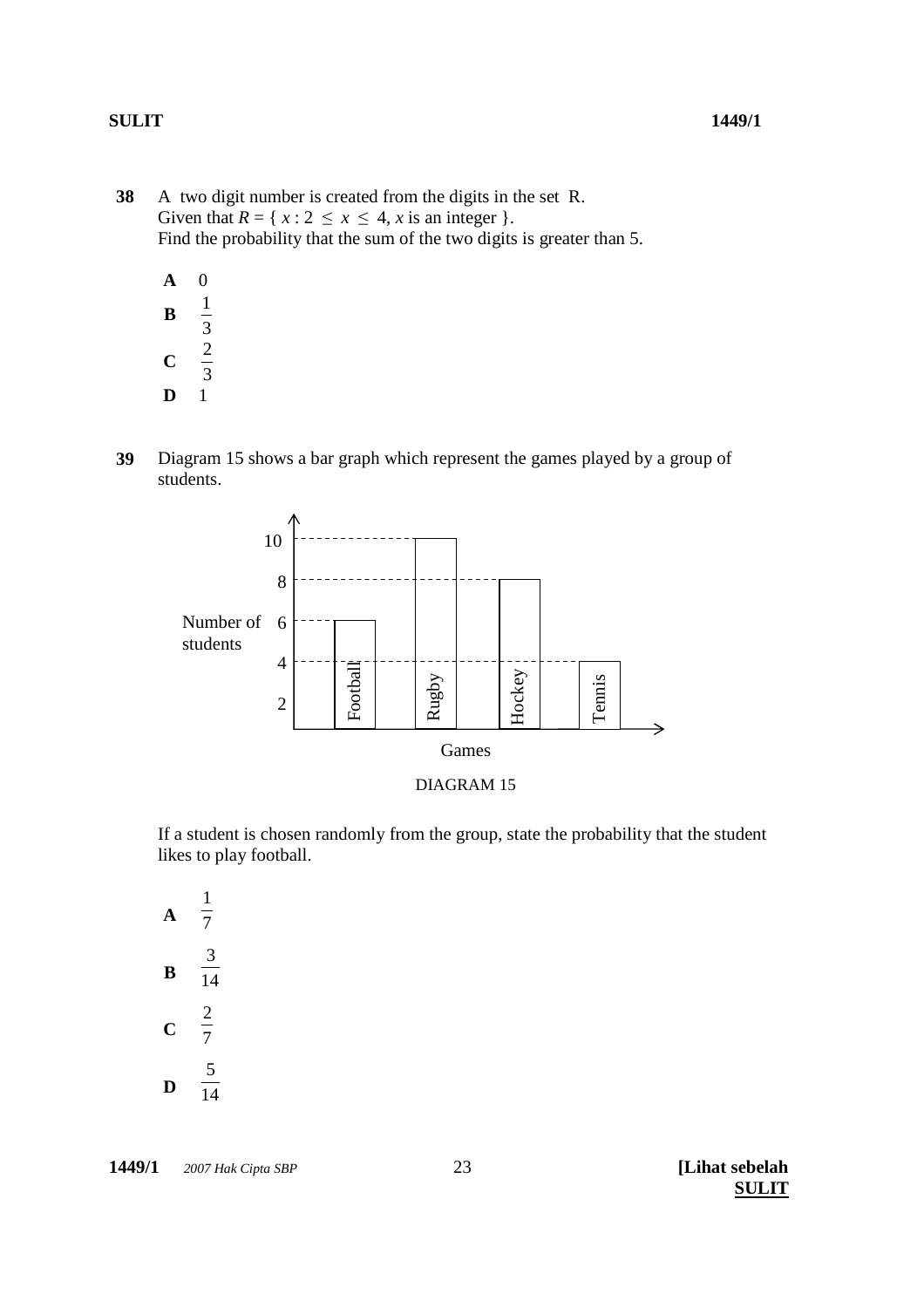**38** A two digit number is created from the digits in the set R.
Given that $R = \{ x : 2 \leq x \leq 4, x \text{ is an integer} \}$.
Find the probability that the sum of the two digits is greater than 5.

**A** 0

**B** $\frac{1}{3}$

**C** $\frac{2}{3}$

**D** 1

**39** Diagram 15 shows a bar graph which represent the games played by a group of students.

| Games | Number of students |
|---|---|
| Football | 6 |
| Rugby | 10 |
| Hockey | 8 |
| Tennis | 4 |

DIAGRAM 15

If a student is chosen randomly from the group, state the probability that the student likes to play football.

**A** $\frac{1}{7}$

**B** $\frac{3}{14}$

**C** $\frac{2}{7}$

**D** $\frac{5}{14}$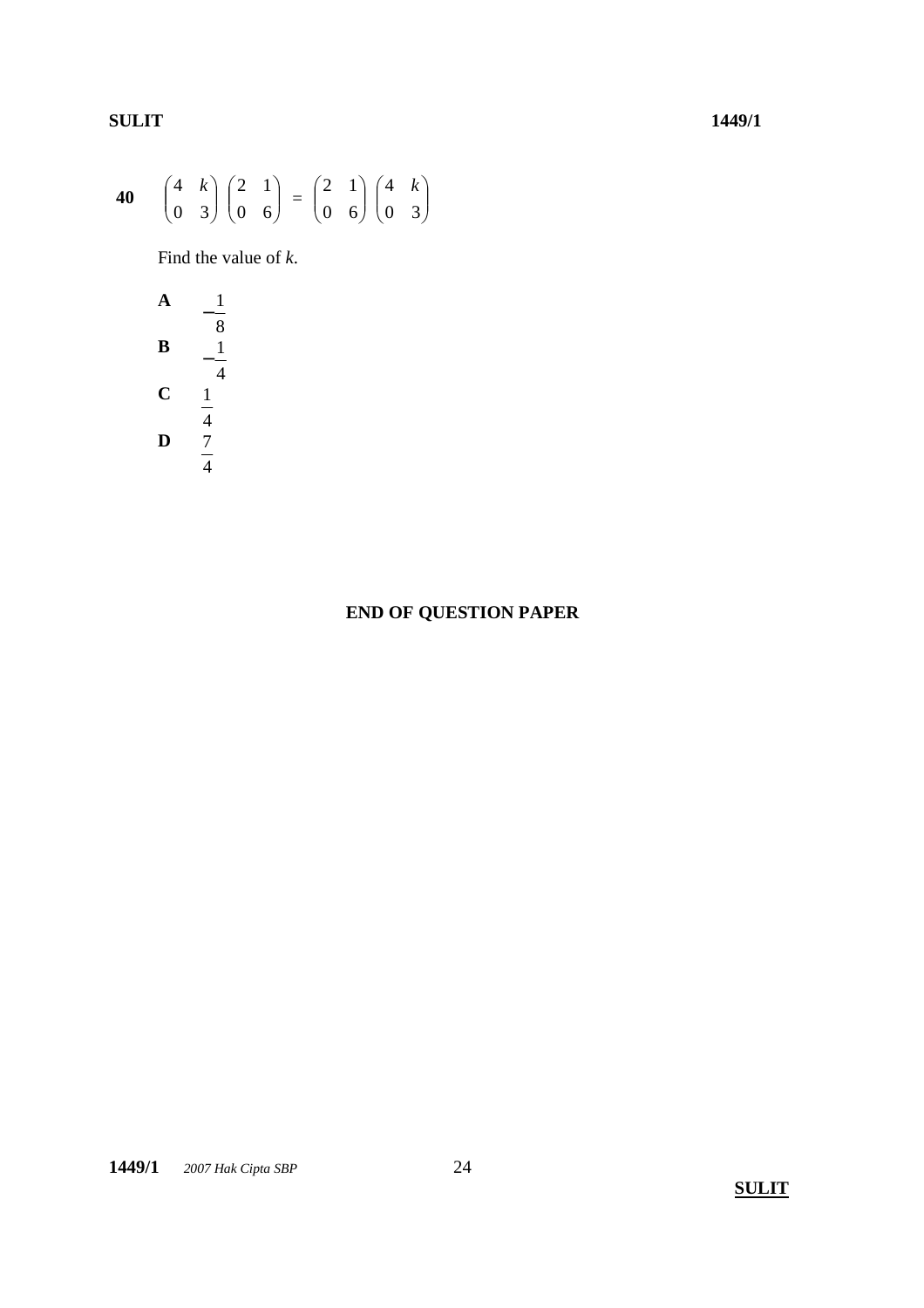**40** $\begin{pmatrix} 4 & k \\ 0 & 3 \end{pmatrix} \begin{pmatrix} 2 & 1 \\ 0 & 6 \end{pmatrix} = \begin{pmatrix} 2 & 1 \\ 0 & 6 \end{pmatrix} \begin{pmatrix} 4 & k \\ 0 & 3 \end{pmatrix}$

Find the value of $k$.

**A** $-\frac{1}{8}$

**B** $-\frac{1}{4}$

**C** $\frac{1}{4}$

**D** $\frac{7}{4}$

**END OF QUESTION PAPER**